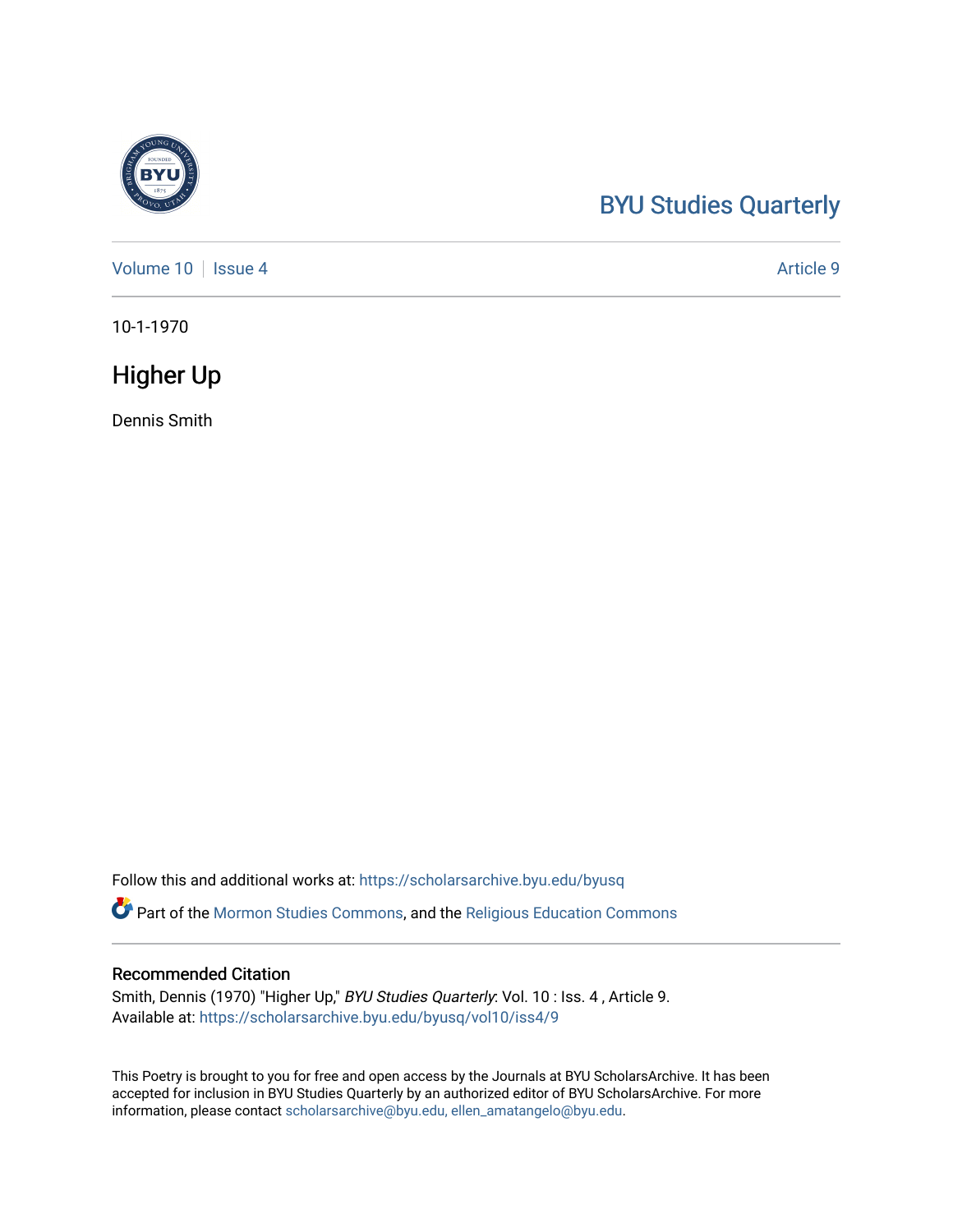BYU Studies Quarterly

Volume 10 | Issue 4 — Article 9

10-1-1970

# Higher Up

Dennis Smith

Follow this and additional works at: https://scholarsarchive.byu.edu/byusq

Part of the Mormon Studies Commons, and the Religious Education Commons

## Recommended Citation

Smith, Dennis (1970) "Higher Up," *BYU Studies Quarterly*: Vol. 10 : Iss. 4 , Article 9.
Available at: https://scholarsarchive.byu.edu/byusq/vol10/iss4/9

This Poetry is brought to you for free and open access by the Journals at BYU ScholarsArchive. It has been accepted for inclusion in BYU Studies Quarterly by an authorized editor of BYU ScholarsArchive. For more information, please contact scholarsarchive@byu.edu, ellen_amatangelo@byu.edu.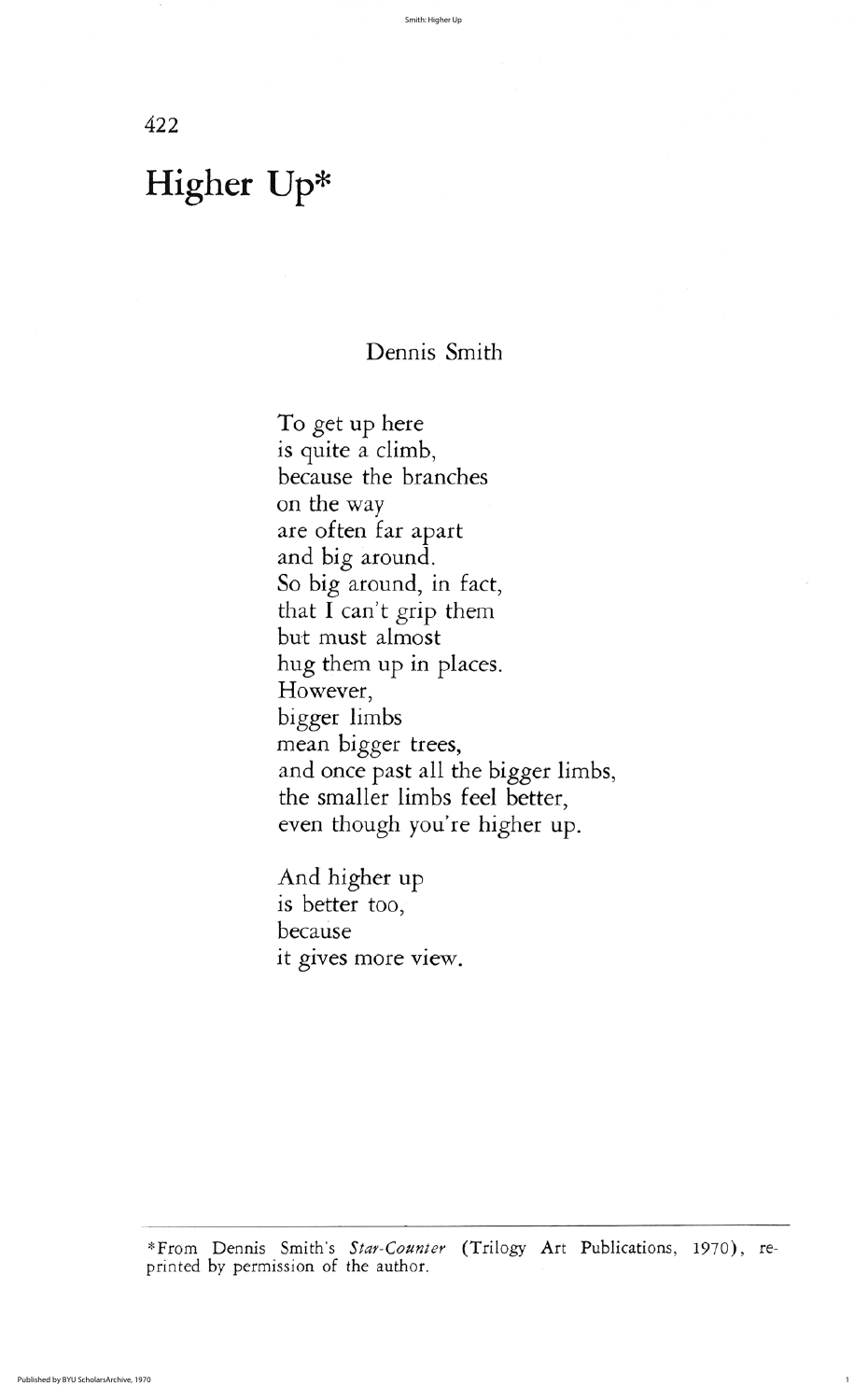# Higher Up*

Dennis Smith

To get up here
is quite a climb,
because the branches
on the way
are often far apart
and big around.
So big around, in fact,
that I can't grip them
but must almost
hug them up in places.
However,
bigger limbs
mean bigger trees,
and once past all the bigger limbs,
the smaller limbs feel better,
even though you're higher up.

And higher up
is better too,
because
it gives more view.

---

*From Dennis Smith's *Star-Counter* (Trilogy Art Publications, 1970), reprinted by permission of the author.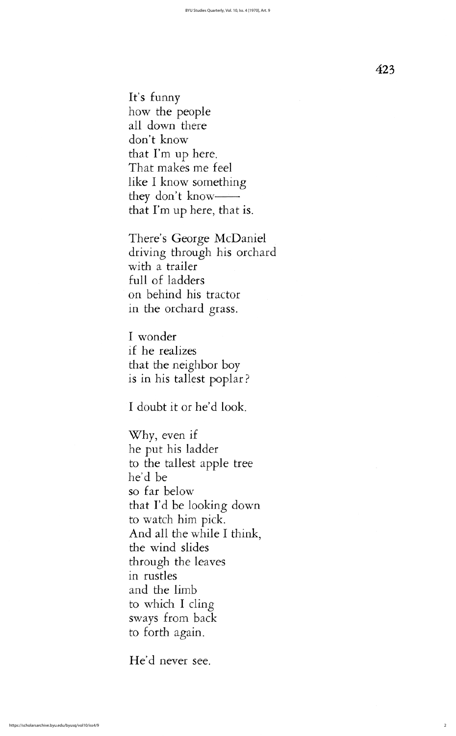It's funny
how the people
all down there
don't know
that I'm up here.
That makes me feel
like I know something
they don't know——
that I'm up here, that is.

There's George McDaniel
driving through his orchard
with a trailer
full of ladders
on behind his tractor
in the orchard grass.

I wonder
if he realizes
that the neighbor boy
is in his tallest poplar?

I doubt it or he'd look.

Why, even if
he put his ladder
to the tallest apple tree
he'd be
so far below
that I'd be looking down
to watch him pick.
And all the while I think,
the wind slides
through the leaves
in rustles
and the limb
to which I cling
sways from back
to forth again.

He'd never see.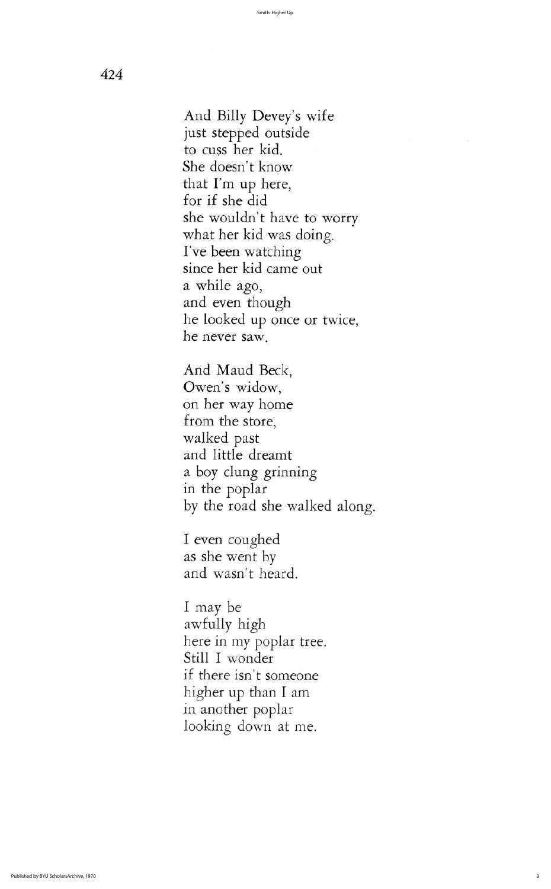And Billy Devey's wife
just stepped outside
to cuss her kid.
She doesn't know
that I'm up here,
for if she did
she wouldn't have to worry
what her kid was doing.
I've been watching
since her kid came out
a while ago,
and even though
he looked up once or twice,
he never saw.

And Maud Beck,
Owen's widow,
on her way home
from the store,
walked past
and little dreamt
a boy clung grinning
in the poplar
by the road she walked along.

I even coughed
as she went by
and wasn't heard.

I may be
awfully high
here in my poplar tree.
Still I wonder
if there isn't someone
higher up than I am
in another poplar
looking down at me.